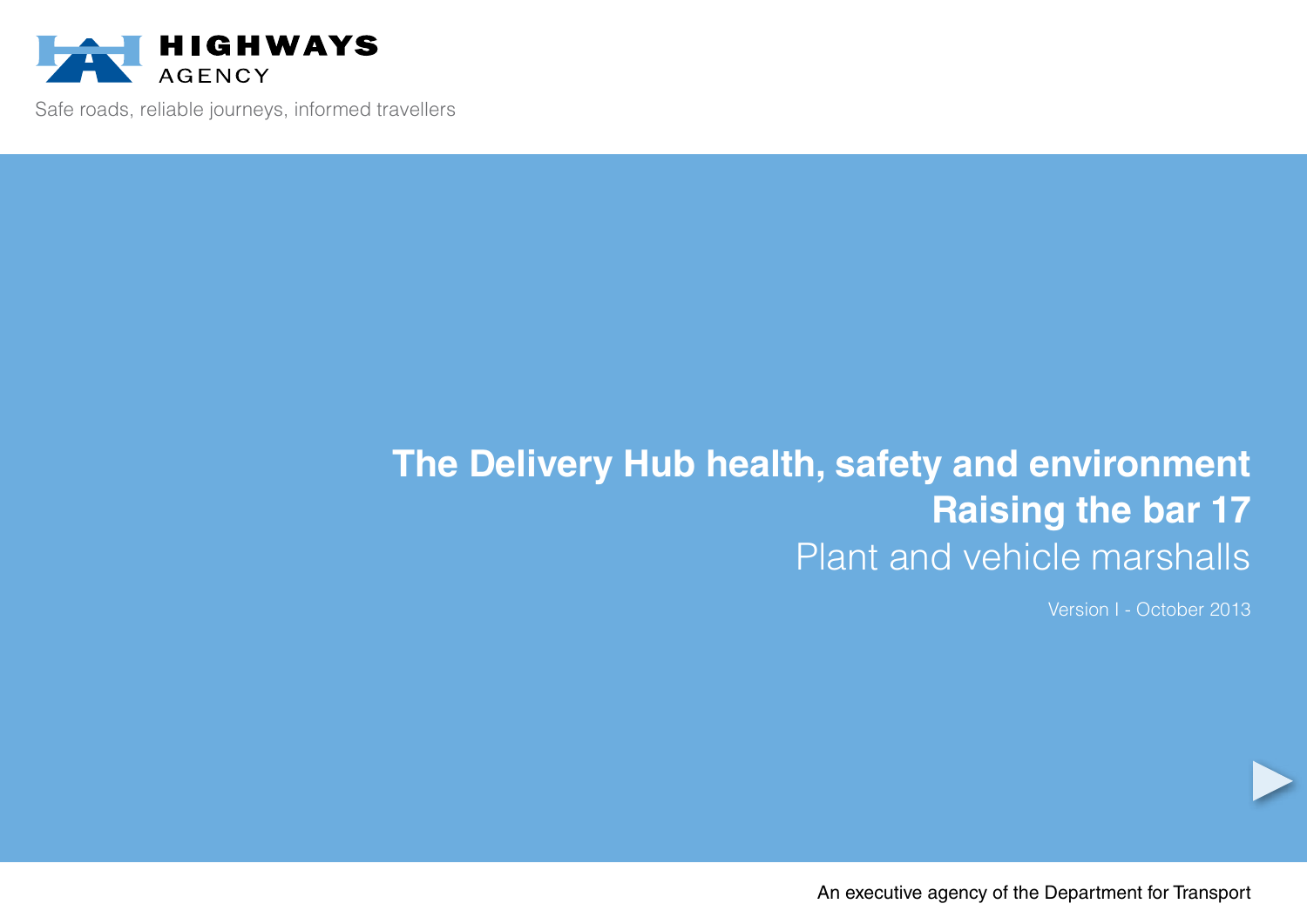HIGHWAYS AGENCY

Safe roads, reliable journeys, informed travellers

# The Delivery Hub health, safety and environment
# Raising the bar 17
## Plant and vehicle marshalls

Version I - October 2013

An executive agency of the Department for Transport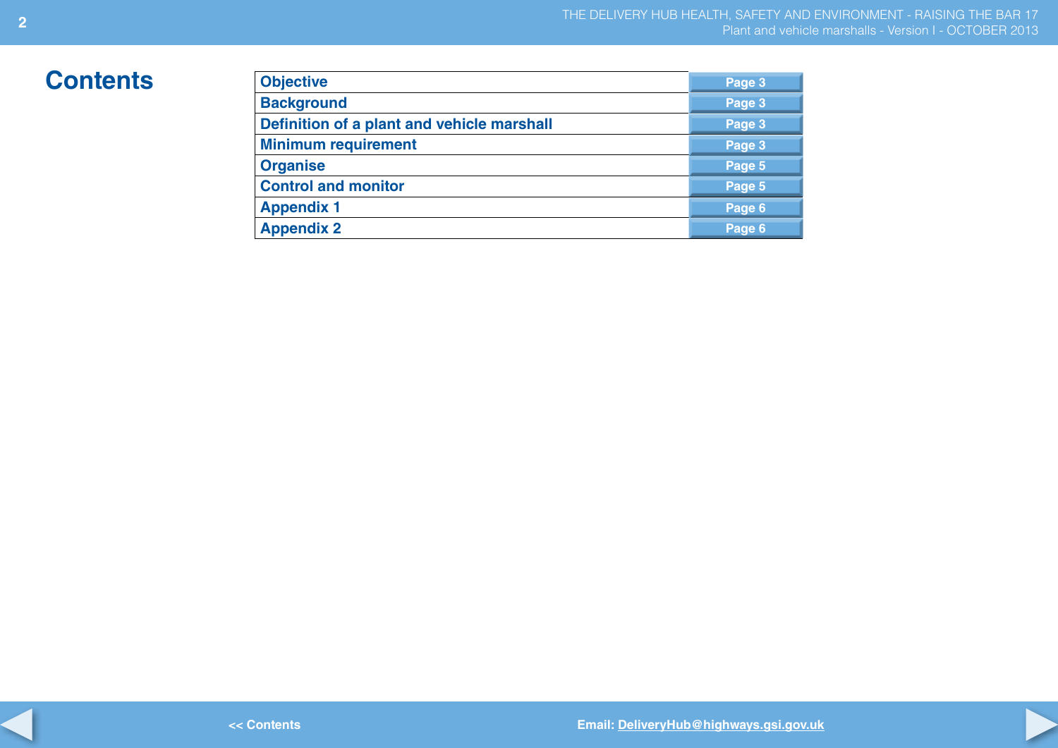# Contents

| | |
|---|---|
| Objective | Page 3 |
| Background | Page 3 |
| Definition of a plant and vehicle marshall | Page 3 |
| Minimum requirement | Page 3 |
| Organise | Page 5 |
| Control and monitor | Page 5 |
| Appendix 1 | Page 6 |
| Appendix 2 | Page 6 |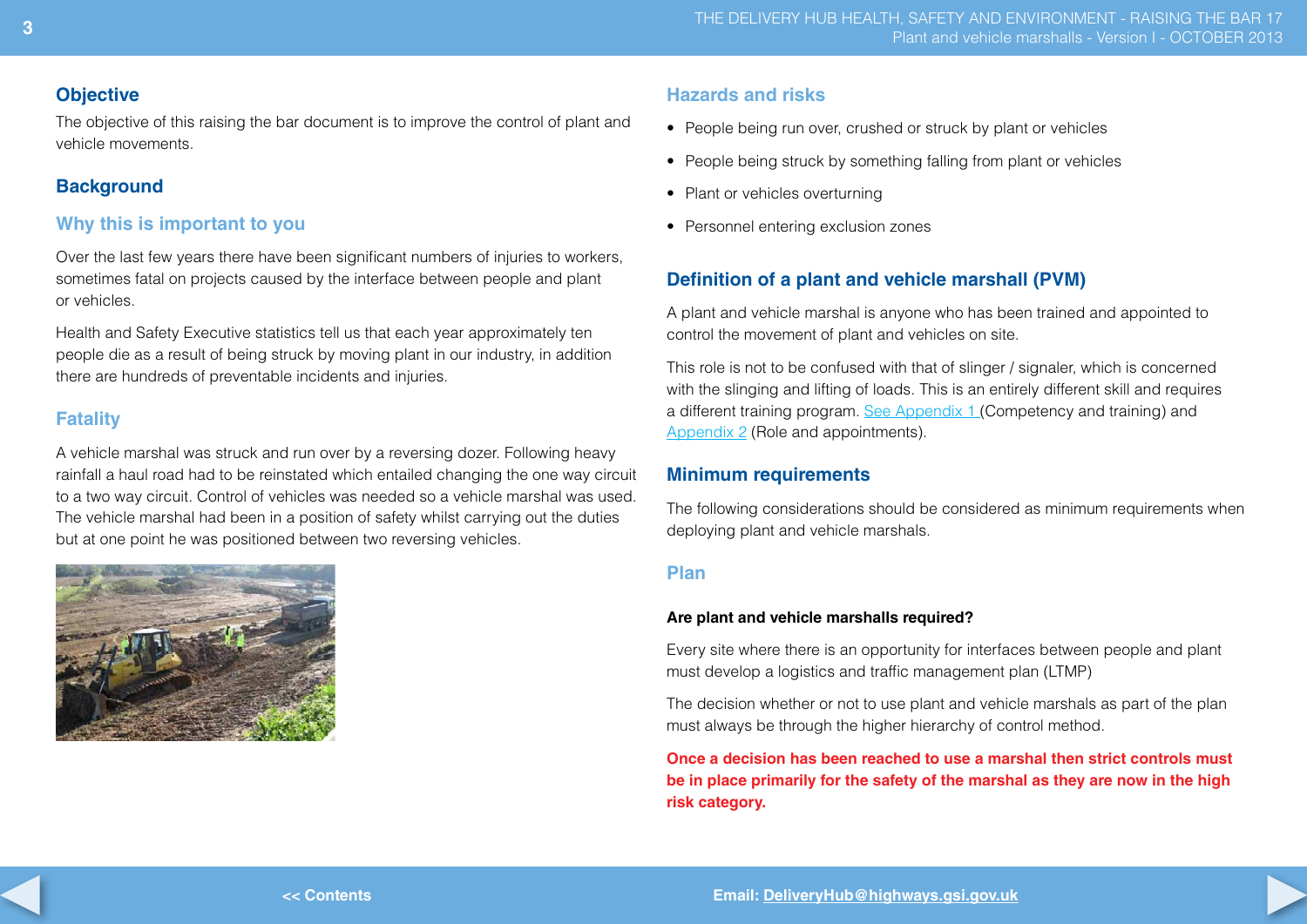## Objective

The objective of this raising the bar document is to improve the control of plant and vehicle movements.

## Background

### Why this is important to you

Over the last few years there have been significant numbers of injuries to workers, sometimes fatal on projects caused by the interface between people and plant or vehicles.

Health and Safety Executive statistics tell us that each year approximately ten people die as a result of being struck by moving plant in our industry, in addition there are hundreds of preventable incidents and injuries.

### Fatality

A vehicle marshal was struck and run over by a reversing dozer. Following heavy rainfall a haul road had to be reinstated which entailed changing the one way circuit to a two way circuit. Control of vehicles was needed so a vehicle marshal was used. The vehicle marshal had been in a position of safety whilst carrying out the duties but at one point he was positioned between two reversing vehicles.

### Hazards and risks

- People being run over, crushed or struck by plant or vehicles
- People being struck by something falling from plant or vehicles
- Plant or vehicles overturning
- Personnel entering exclusion zones

## Definition of a plant and vehicle marshall (PVM)

A plant and vehicle marshal is anyone who has been trained and appointed to control the movement of plant and vehicles on site.

This role is not to be confused with that of slinger / signaler, which is concerned with the slinging and lifting of loads. This is an entirely different skill and requires a different training program. See Appendix 1 (Competency and training) and Appendix 2 (Role and appointments).

## Minimum requirements

The following considerations should be considered as minimum requirements when deploying plant and vehicle marshals.

### Plan

**Are plant and vehicle marshalls required?**

Every site where there is an opportunity for interfaces between people and plant must develop a logistics and traffic management plan (LTMP)

The decision whether or not to use plant and vehicle marshals as part of the plan must always be through the higher hierarchy of control method.

**Once a decision has been reached to use a marshal then strict controls must be in place primarily for the safety of the marshal as they are now in the high risk category.**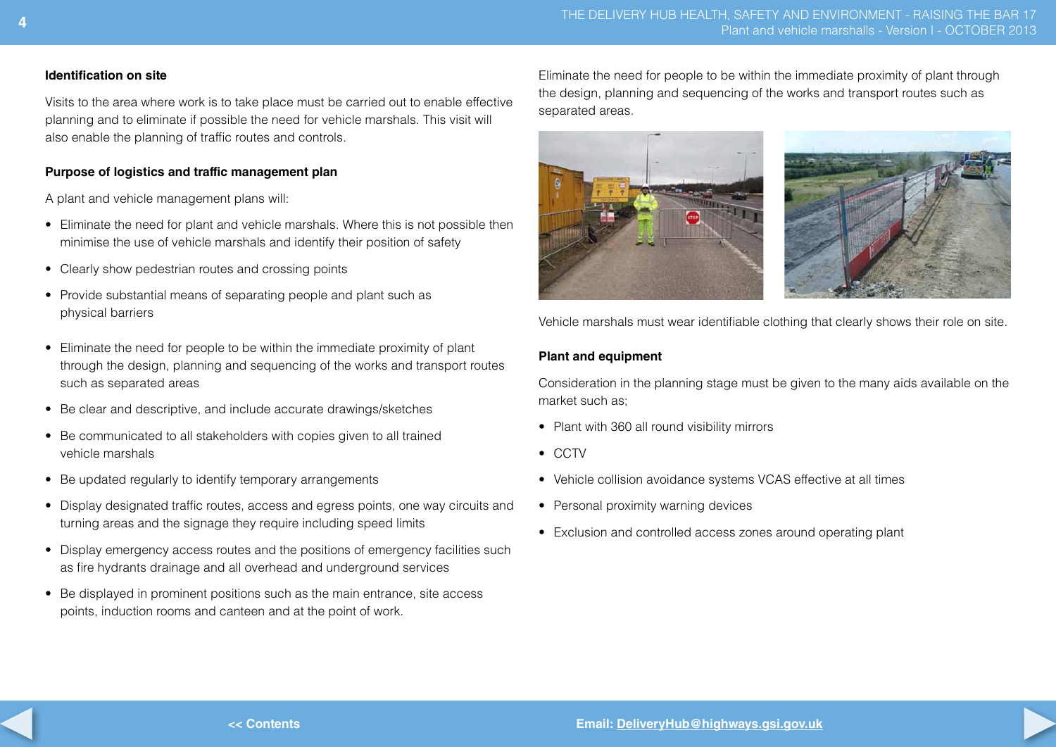### Identification on site

Visits to the area where work is to take place must be carried out to enable effective planning and to eliminate if possible the need for vehicle marshals. This visit will also enable the planning of traffic routes and controls.

### Purpose of logistics and traffic management plan

A plant and vehicle management plans will:

- Eliminate the need for plant and vehicle marshals. Where this is not possible then minimise the use of vehicle marshals and identify their position of safety
- Clearly show pedestrian routes and crossing points
- Provide substantial means of separating people and plant such as physical barriers
- Eliminate the need for people to be within the immediate proximity of plant through the design, planning and sequencing of the works and transport routes such as separated areas
- Be clear and descriptive, and include accurate drawings/sketches
- Be communicated to all stakeholders with copies given to all trained vehicle marshals
- Be updated regularly to identify temporary arrangements
- Display designated traffic routes, access and egress points, one way circuits and turning areas and the signage they require including speed limits
- Display emergency access routes and the positions of emergency facilities such as fire hydrants drainage and all overhead and underground services
- Be displayed in prominent positions such as the main entrance, site access points, induction rooms and canteen and at the point of work.

Eliminate the need for people to be within the immediate proximity of plant through the design, planning and sequencing of the works and transport routes such as separated areas.

Vehicle marshals must wear identifiable clothing that clearly shows their role on site.

### Plant and equipment

Consideration in the planning stage must be given to the many aids available on the market such as;

- Plant with 360 all round visibility mirrors
- CCTV
- Vehicle collision avoidance systems VCAS effective at all times
- Personal proximity warning devices
- Exclusion and controlled access zones around operating plant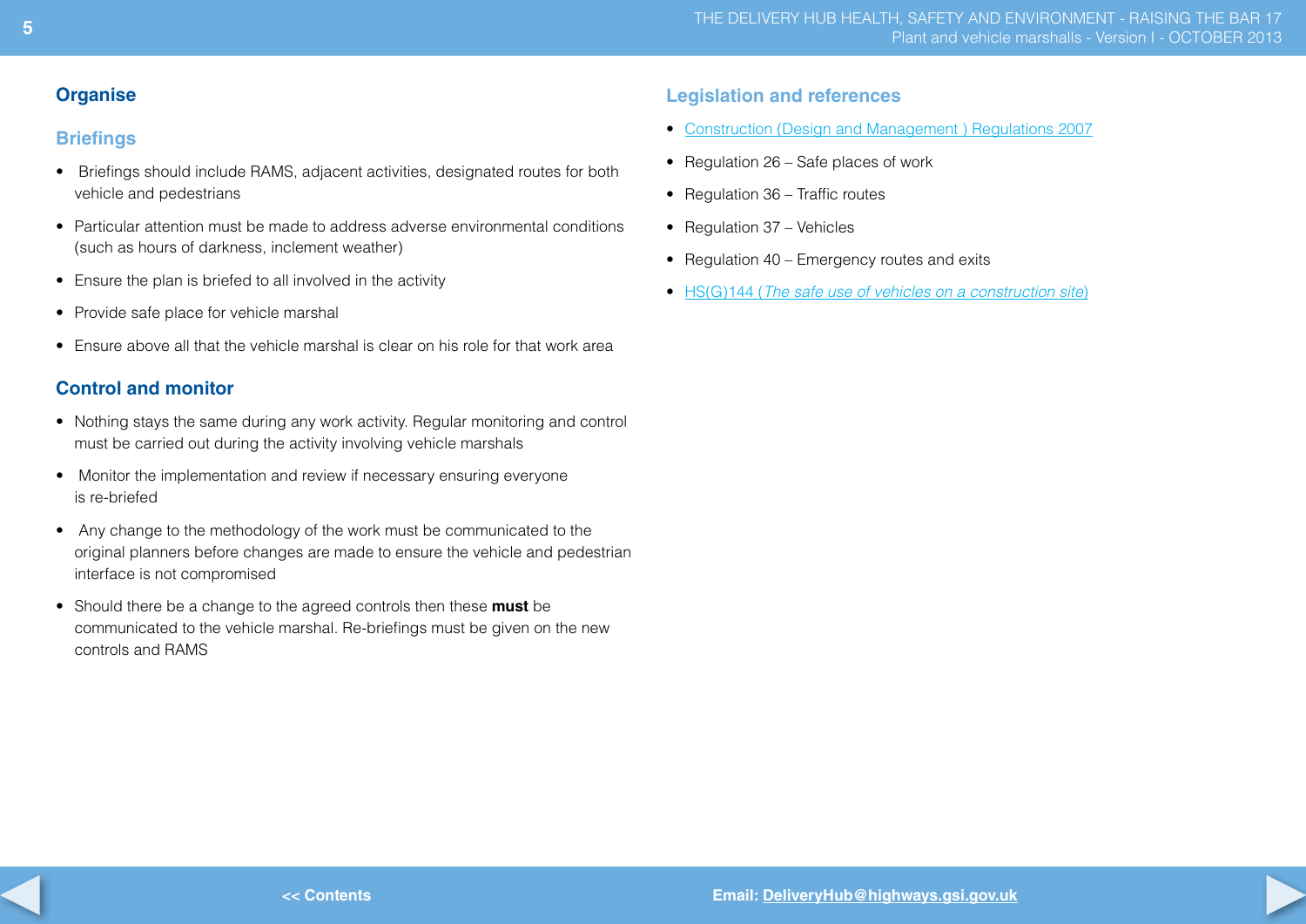## Organise

### Briefings

- Briefings should include RAMS, adjacent activities, designated routes for both vehicle and pedestrians
- Particular attention must be made to address adverse environmental conditions (such as hours of darkness, inclement weather)
- Ensure the plan is briefed to all involved in the activity
- Provide safe place for vehicle marshal
- Ensure above all that the vehicle marshal is clear on his role for that work area

## Control and monitor

- Nothing stays the same during any work activity. Regular monitoring and control must be carried out during the activity involving vehicle marshals
- Monitor the implementation and review if necessary ensuring everyone is re-briefed
- Any change to the methodology of the work must be communicated to the original planners before changes are made to ensure the vehicle and pedestrian interface is not compromised
- Should there be a change to the agreed controls then these **must** be communicated to the vehicle marshal. Re-briefings must be given on the new controls and RAMS

### Legislation and references

- Construction (Design and Management ) Regulations 2007
- Regulation 26 – Safe places of work
- Regulation 36 – Traffic routes
- Regulation 37 – Vehicles
- Regulation 40 – Emergency routes and exits
- HS(G)144 (*The safe use of vehicles on a construction site*)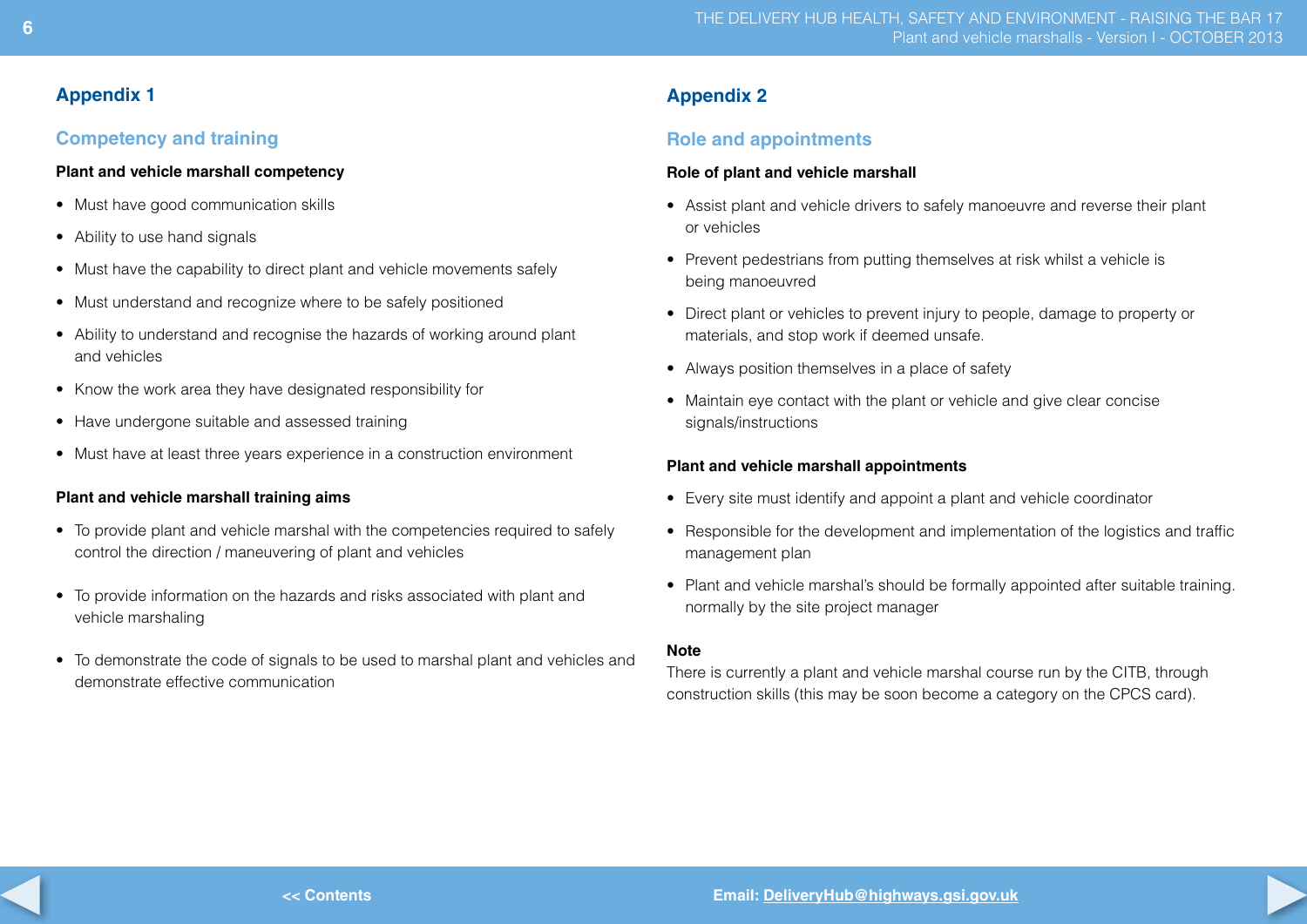# Appendix 1

## Competency and training

### Plant and vehicle marshall competency

- Must have good communication skills
- Ability to use hand signals
- Must have the capability to direct plant and vehicle movements safely
- Must understand and recognize where to be safely positioned
- Ability to understand and recognise the hazards of working around plant and vehicles
- Know the work area they have designated responsibility for
- Have undergone suitable and assessed training
- Must have at least three years experience in a construction environment

### Plant and vehicle marshall training aims

- To provide plant and vehicle marshal with the competencies required to safely control the direction / maneuvering of plant and vehicles
- To provide information on the hazards and risks associated with plant and vehicle marshaling
- To demonstrate the code of signals to be used to marshal plant and vehicles and demonstrate effective communication

# Appendix 2

## Role and appointments

### Role of plant and vehicle marshall

- Assist plant and vehicle drivers to safely manoeuvre and reverse their plant or vehicles
- Prevent pedestrians from putting themselves at risk whilst a vehicle is being manoeuvred
- Direct plant or vehicles to prevent injury to people, damage to property or materials, and stop work if deemed unsafe.
- Always position themselves in a place of safety
- Maintain eye contact with the plant or vehicle and give clear concise signals/instructions

### Plant and vehicle marshall appointments

- Every site must identify and appoint a plant and vehicle coordinator
- Responsible for the development and implementation of the logistics and traffic management plan
- Plant and vehicle marshal's should be formally appointed after suitable training. normally by the site project manager

**Note**

There is currently a plant and vehicle marshal course run by the CITB, through construction skills (this may be soon become a category on the CPCS card).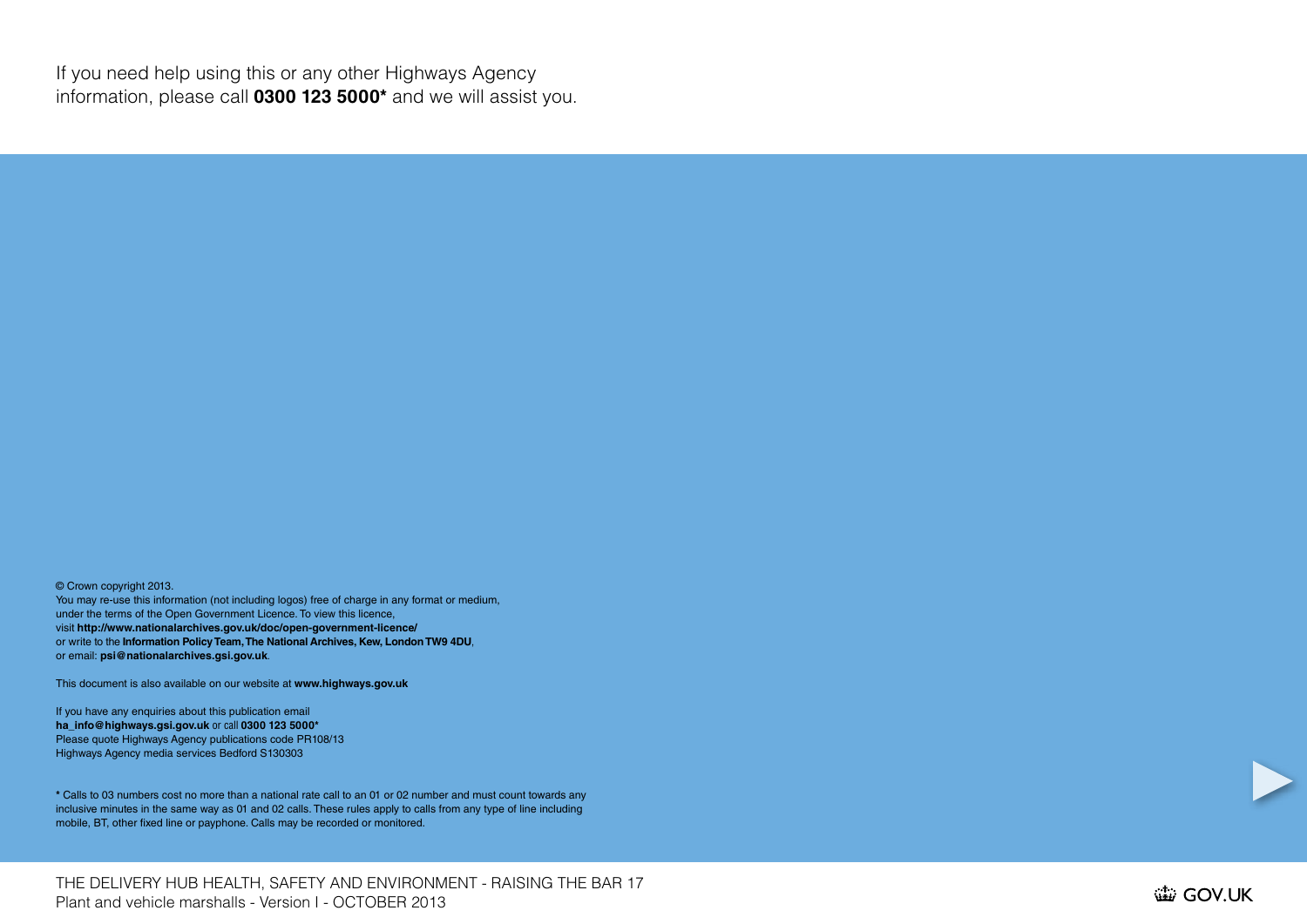If you need help using this or any other Highways Agency information, please call **0300 123 5000*** and we will assist you.

© Crown copyright 2013.
You may re-use this information (not including logos) free of charge in any format or medium, under the terms of the Open Government Licence. To view this licence, visit **http://www.nationalarchives.gov.uk/doc/open-government-licence/** or write to the **Information Policy Team, The National Archives, Kew, London TW9 4DU**, or email: **psi@nationalarchives.gsi.gov.uk**.

This document is also available on our website at **www.highways.gov.uk**

If you have any enquiries about this publication email **ha_info@highways.gsi.gov.uk** or call **0300 123 5000***
Please quote Highways Agency publications code PR108/13
Highways Agency media services Bedford S130303

* Calls to 03 numbers cost no more than a national rate call to an 01 or 02 number and must count towards any inclusive minutes in the same way as 01 and 02 calls. These rules apply to calls from any type of line including mobile, BT, other fixed line or payphone. Calls may be recorded or monitored.